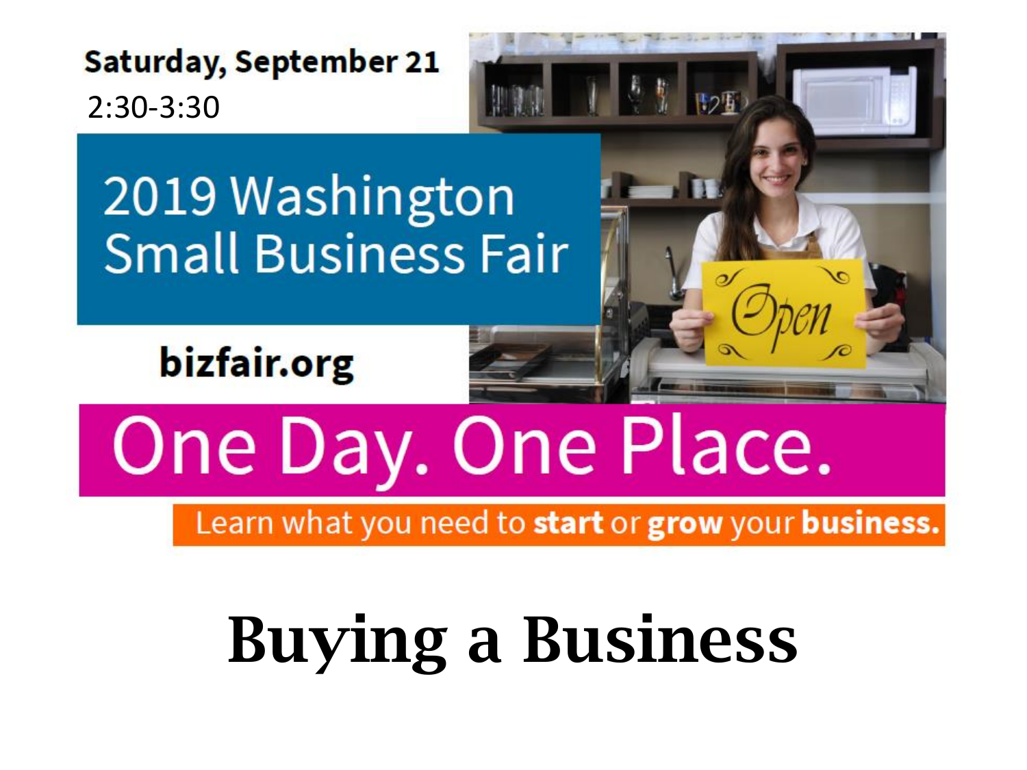Saturday, September 21

2:30-3:30

# 2019 Washington Small Business Fair

**bizfair.org**

## One Day. One Place.

Learn what you need to **start** or **grow** your **business.**

# Buying a Business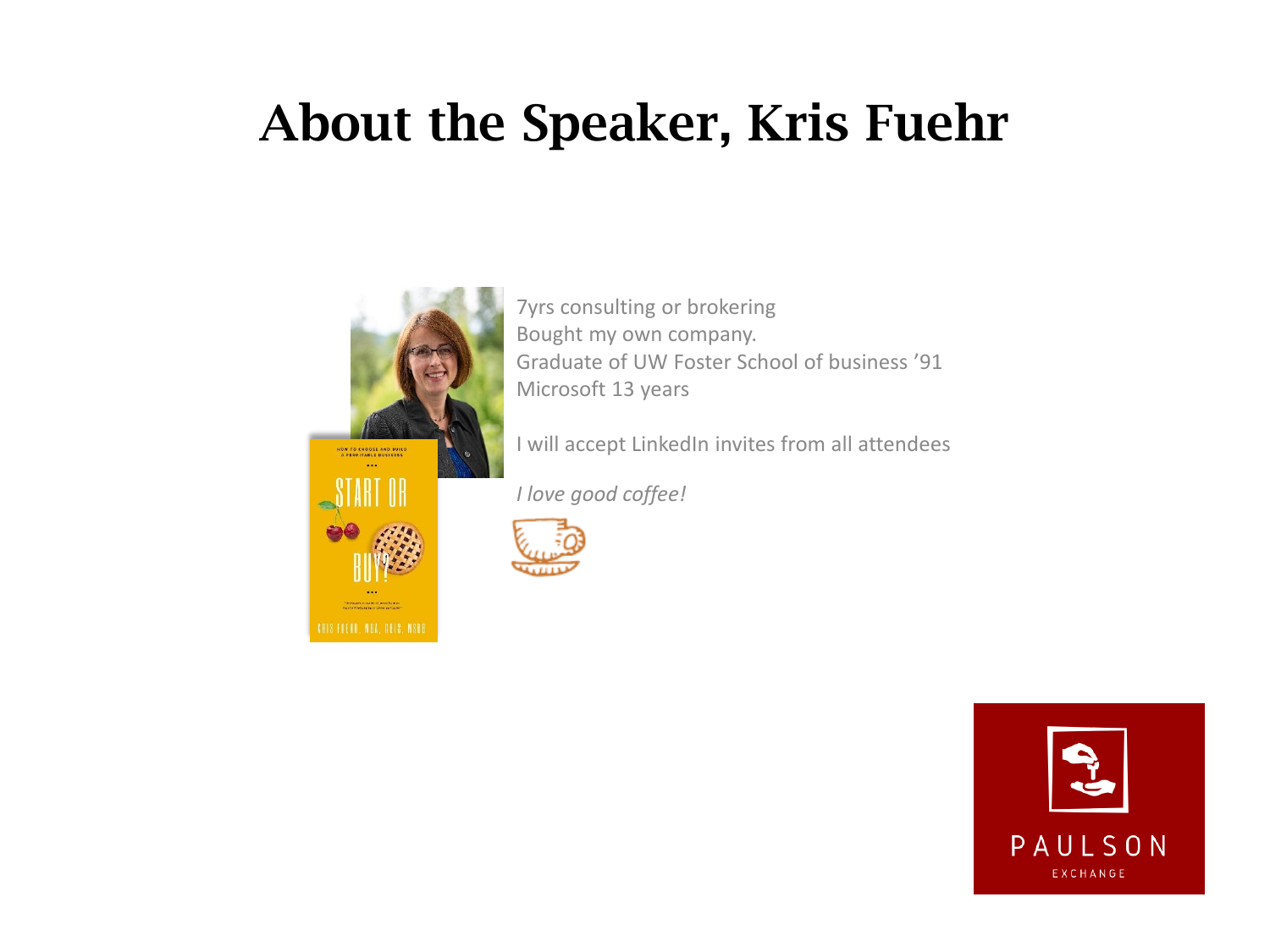# About the Speaker, Kris Fuehr

7yrs consulting or brokering
Bought my own company.
Graduate of UW Foster School of business ’91
Microsoft 13 years

I will accept LinkedIn invites from all attendees

*I love good coffee!*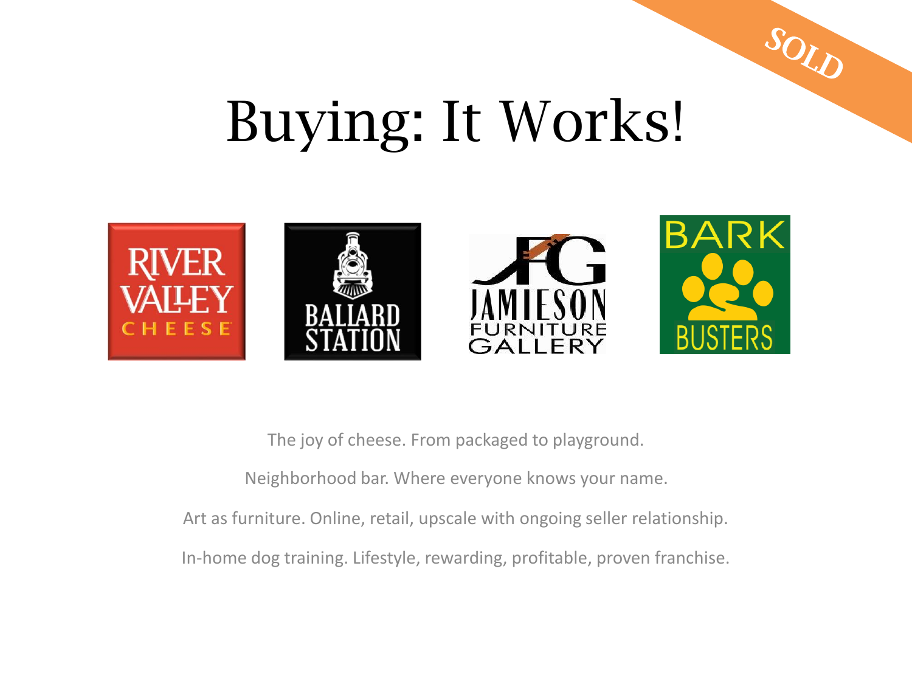SOLD

# Buying: It Works!

RIVER VALLEY CHEESE

BALLARD STATION

JAMIESON FURNITURE GALLERY

BARK BUSTERS

The joy of cheese. From packaged to playground.

Neighborhood bar. Where everyone knows your name.

Art as furniture. Online, retail, upscale with ongoing seller relationship.

In-home dog training. Lifestyle, rewarding, profitable, proven franchise.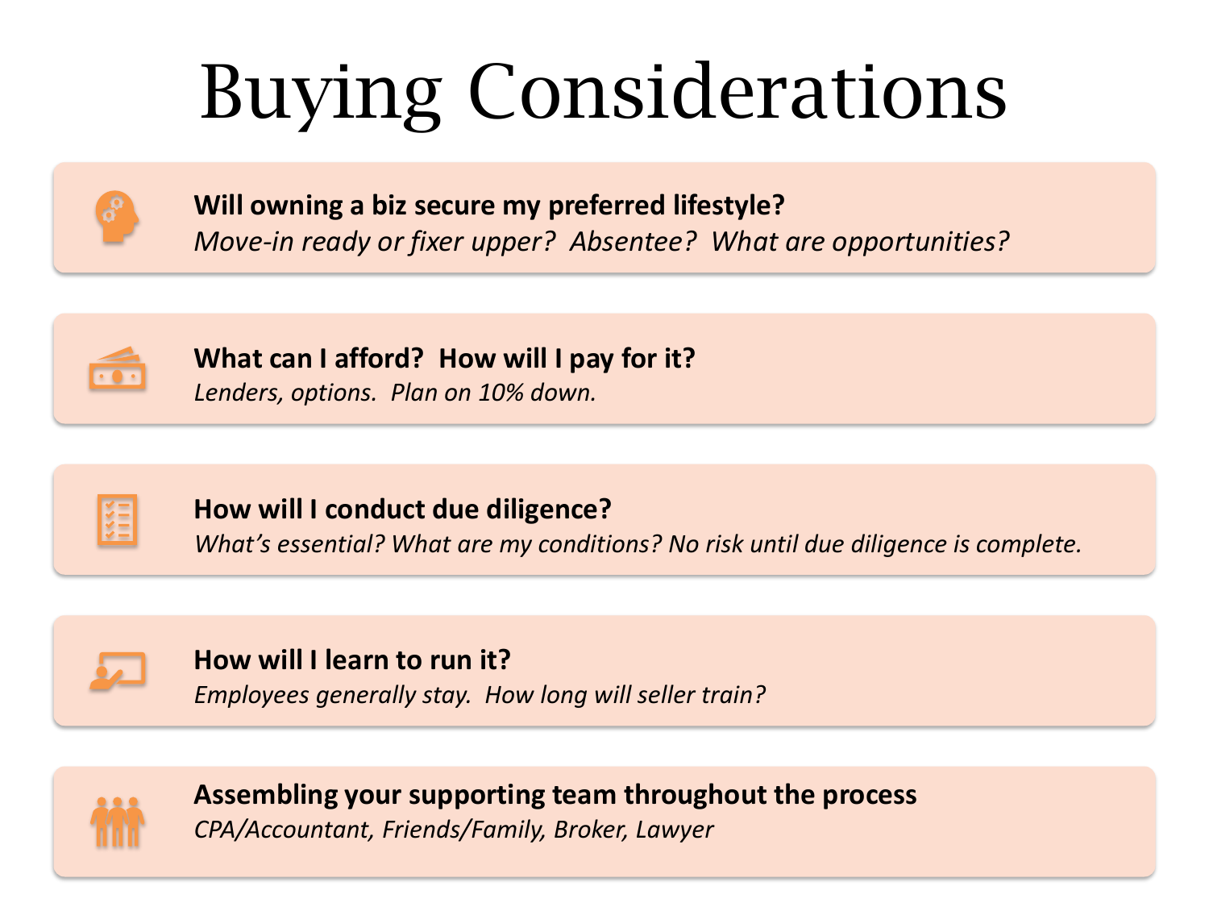# Buying Considerations

**Will owning a biz secure my preferred lifestyle?**
*Move-in ready or fixer upper?  Absentee?  What are opportunities?*

**What can I afford?  How will I pay for it?**
*Lenders, options.  Plan on 10% down.*

**How will I conduct due diligence?**
*What's essential? What are my conditions? No risk until due diligence is complete.*

**How will I learn to run it?**
*Employees generally stay.  How long will seller train?*

**Assembling your supporting team throughout the process**
*CPA/Accountant, Friends/Family, Broker, Lawyer*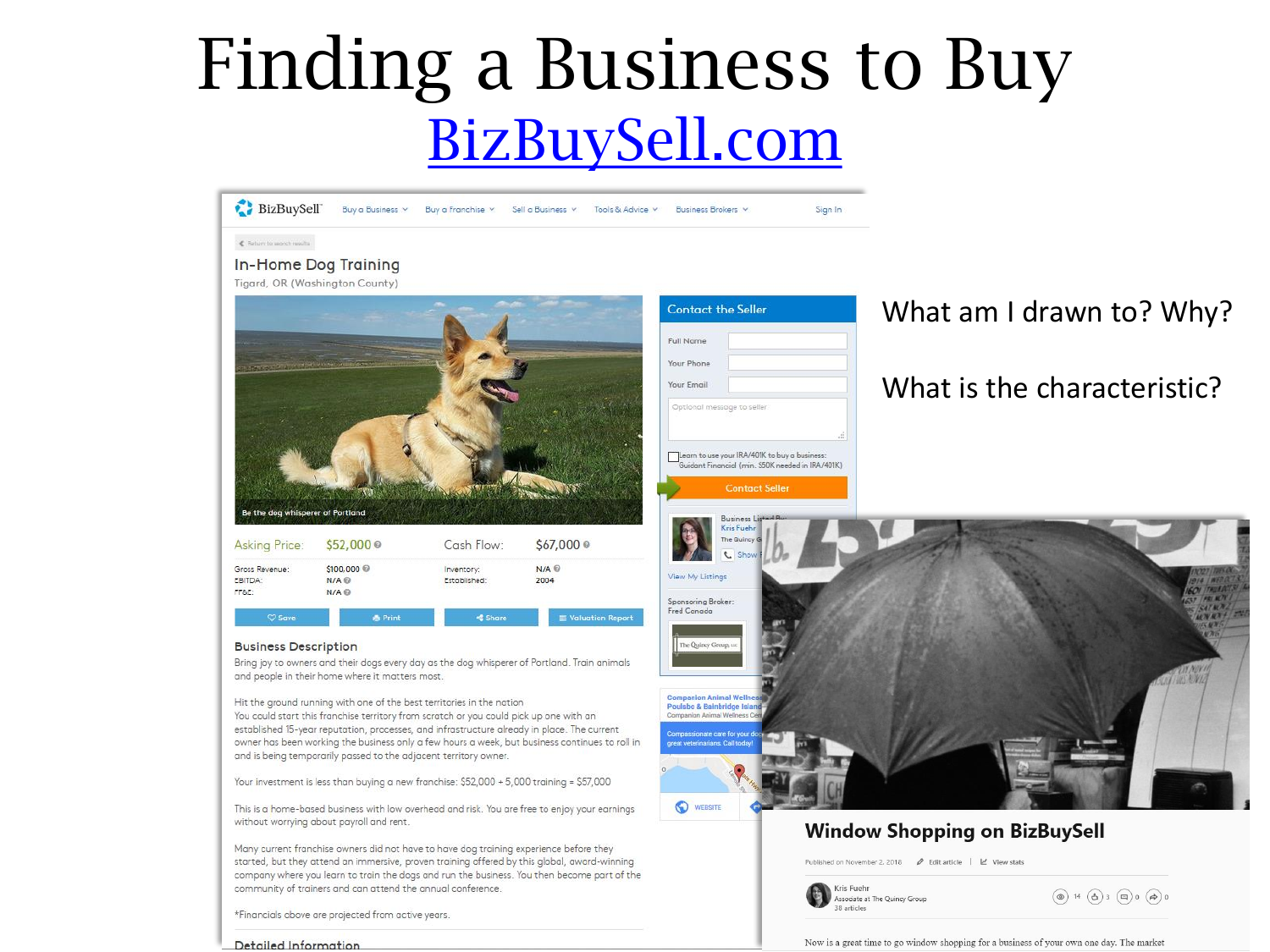# Finding a Business to Buy

## BizBuySell.com

What am I drawn to? Why?

What is the characteristic?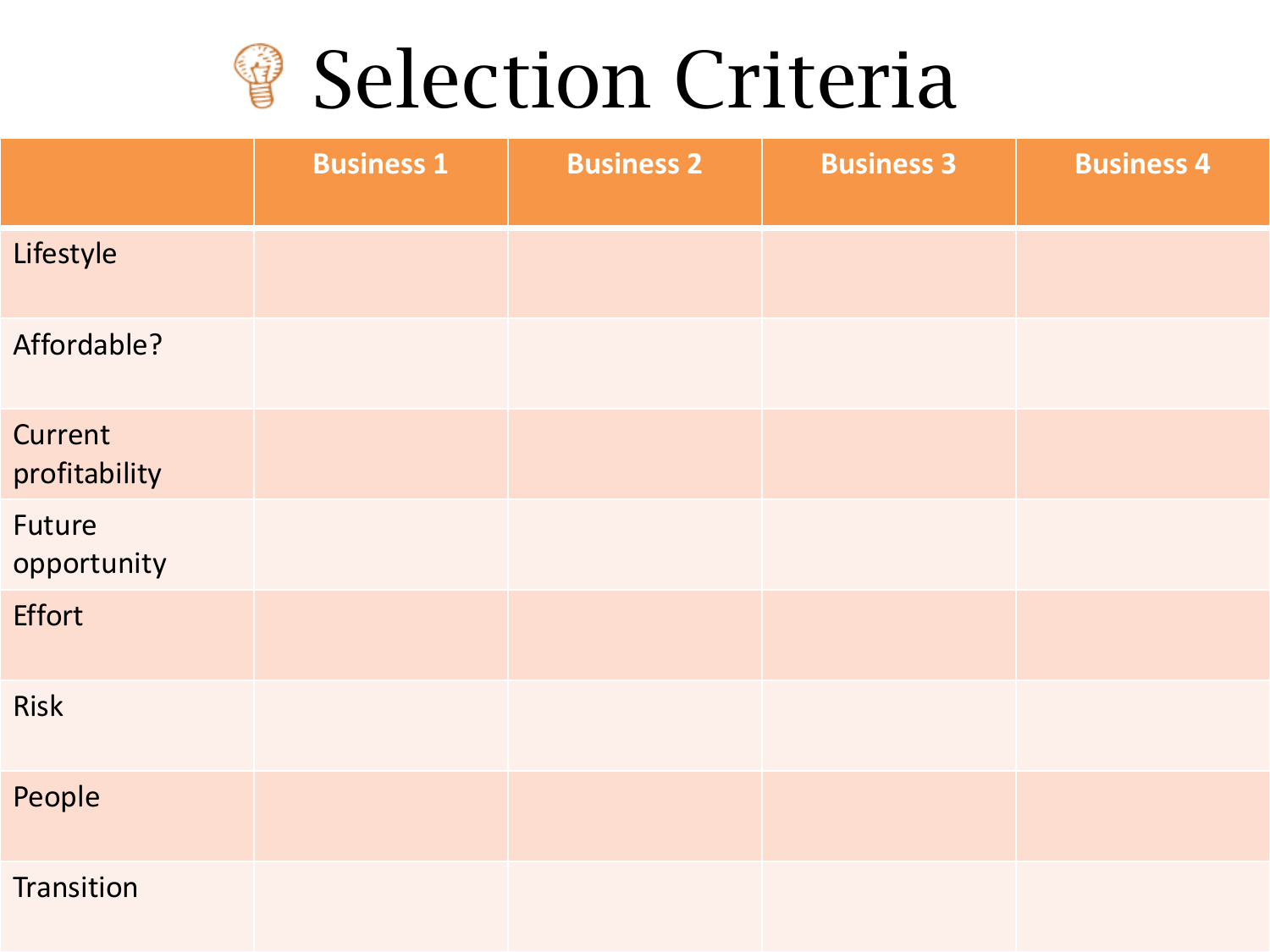# Selection Criteria

| | Business 1 | Business 2 | Business 3 | Business 4 |
|---|---|---|---|---|
| Lifestyle | | | | |
| Affordable? | | | | |
| Current profitability | | | | |
| Future opportunity | | | | |
| Effort | | | | |
| Risk | | | | |
| People | | | | |
| Transition | | | | |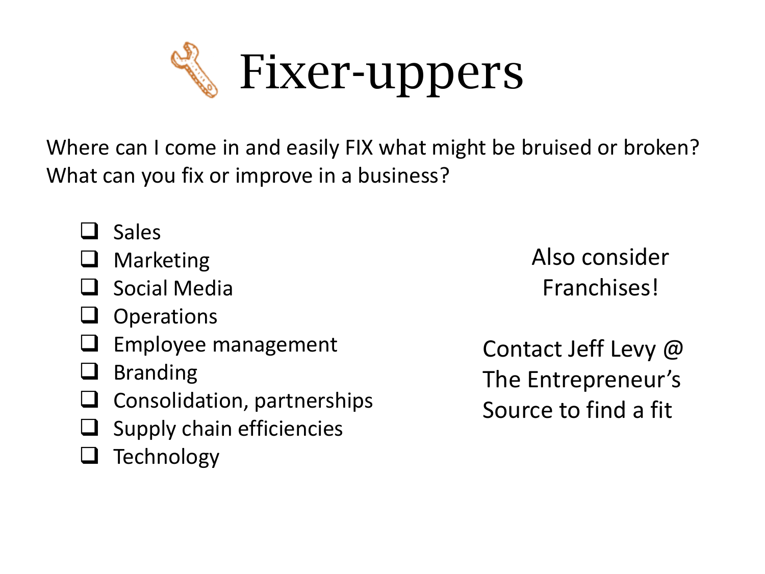# Fixer-uppers

Where can I come in and easily FIX what might be bruised or broken?
What can you fix or improve in a business?

- [ ] Sales
- [ ] Marketing
- [ ] Social Media
- [ ] Operations
- [ ] Employee management
- [ ] Branding
- [ ] Consolidation, partnerships
- [ ] Supply chain efficiencies
- [ ] Technology

Also consider Franchises!

Contact Jeff Levy @ The Entrepreneur's Source to find a fit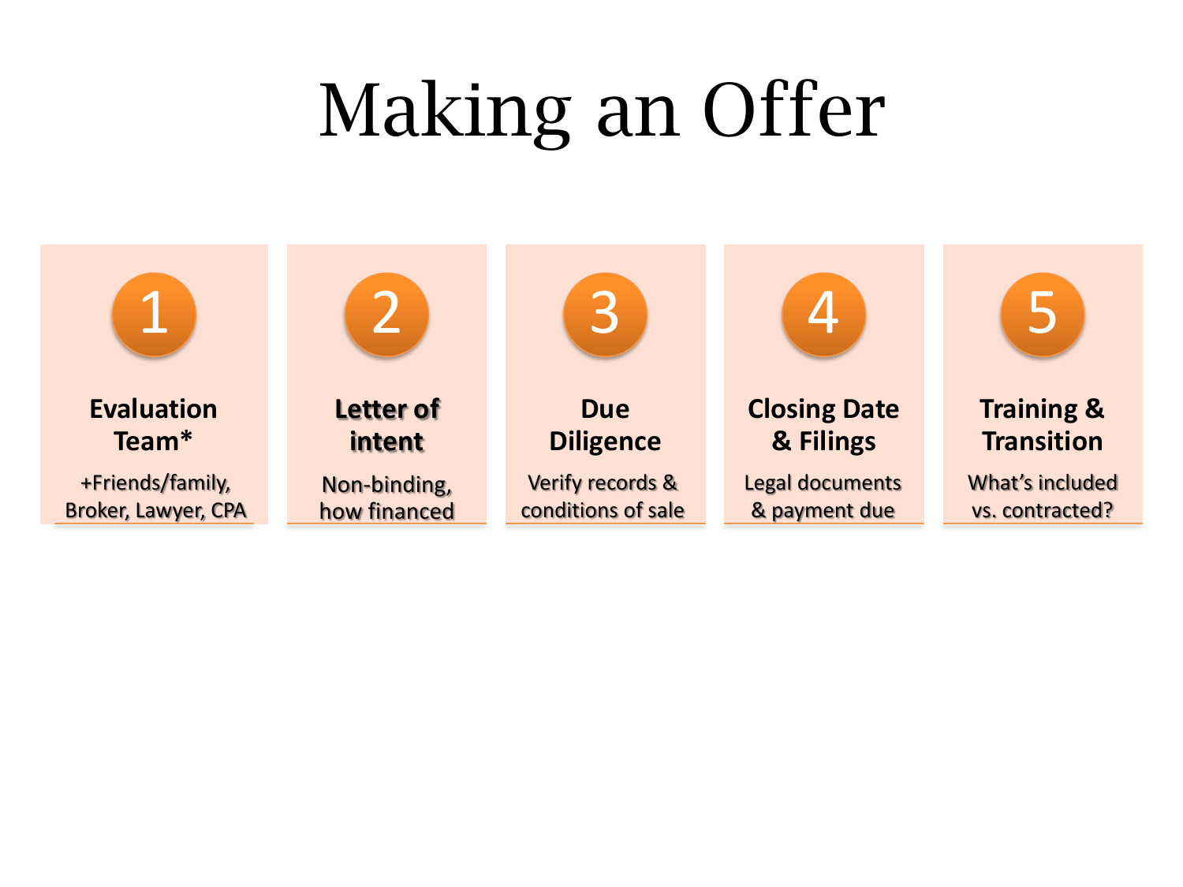# Making an Offer

1. **Evaluation Team***
   +Friends/family, Broker, Lawyer, CPA

2. **Letter of intent**
   Non-binding, how financed

3. **Due Diligence**
   Verify records & conditions of sale

4. **Closing Date & Filings**
   Legal documents & payment due

5. **Training & Transition**
   What's included vs. contracted?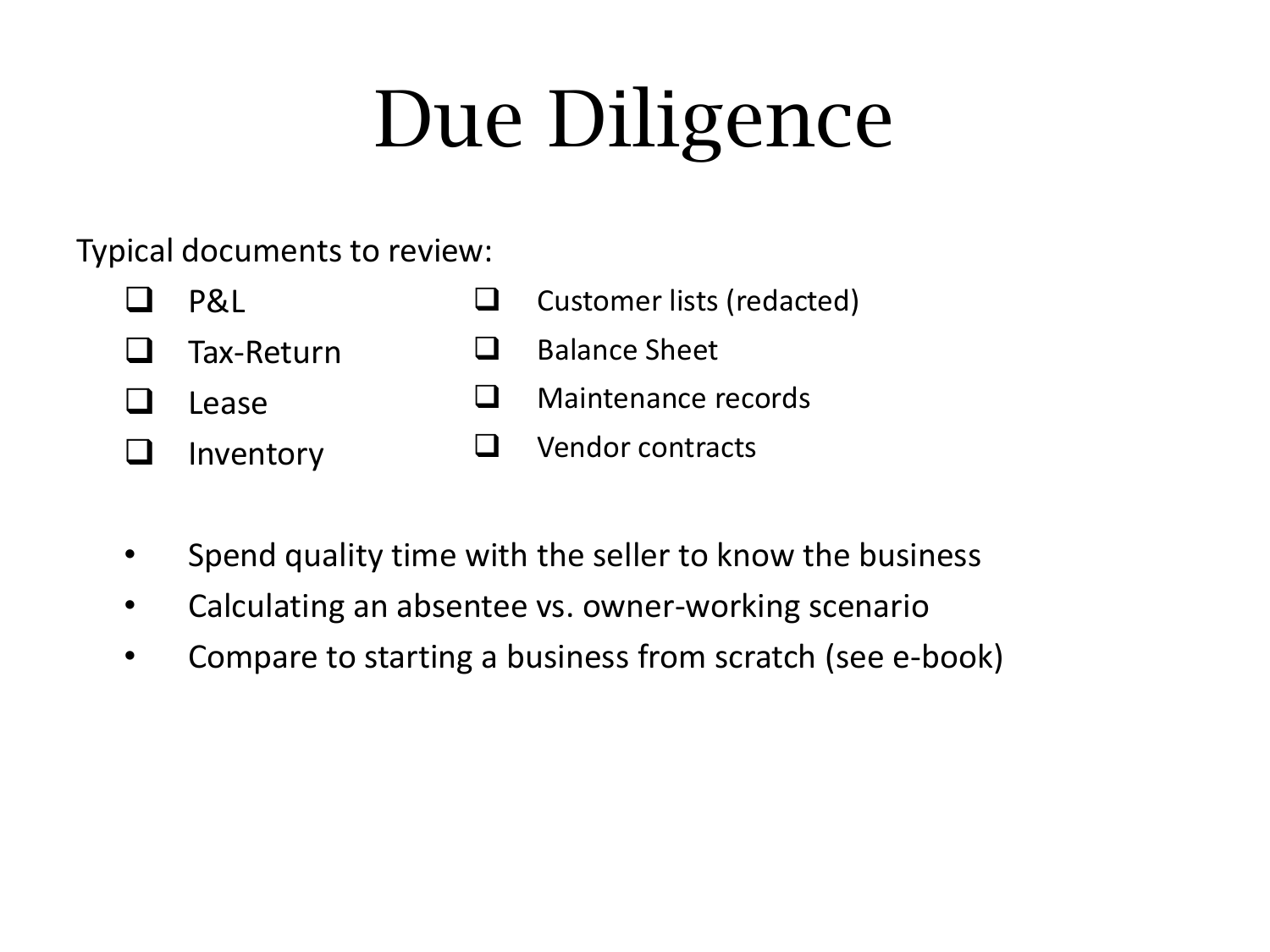# Due Diligence

Typical documents to review:

- [ ] P&L
- [ ] Tax-Return
- [ ] Lease
- [ ] Inventory
- [ ] Customer lists (redacted)
- [ ] Balance Sheet
- [ ] Maintenance records
- [ ] Vendor contracts

- Spend quality time with the seller to know the business
- Calculating an absentee vs. owner-working scenario
- Compare to starting a business from scratch (see e-book)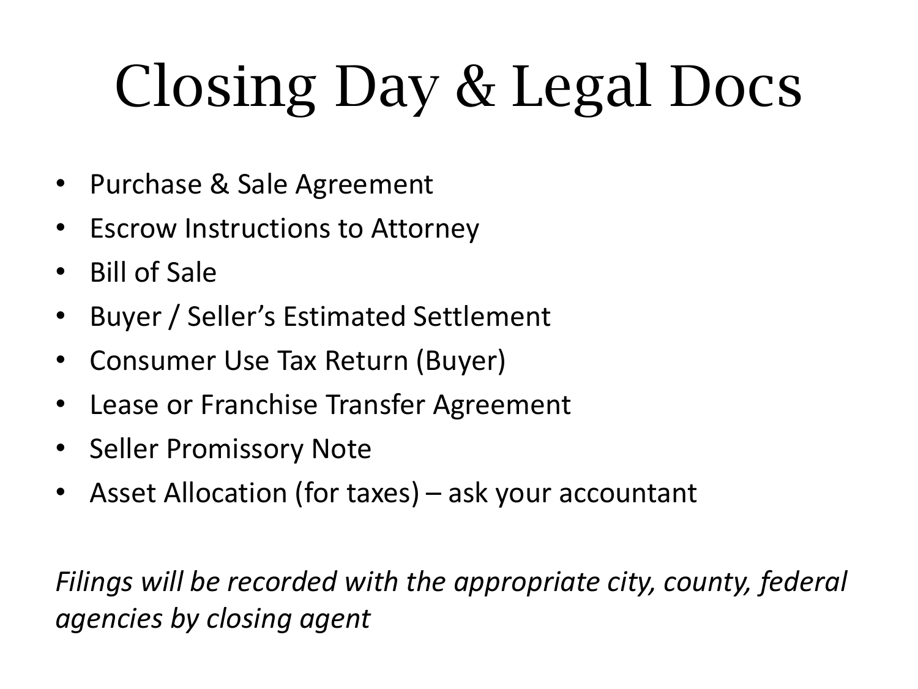# Closing Day & Legal Docs

- Purchase & Sale Agreement
- Escrow Instructions to Attorney
- Bill of Sale
- Buyer / Seller’s Estimated Settlement
- Consumer Use Tax Return (Buyer)
- Lease or Franchise Transfer Agreement
- Seller Promissory Note
- Asset Allocation (for taxes) – ask your accountant

*Filings will be recorded with the appropriate city, county, federal agencies by closing agent*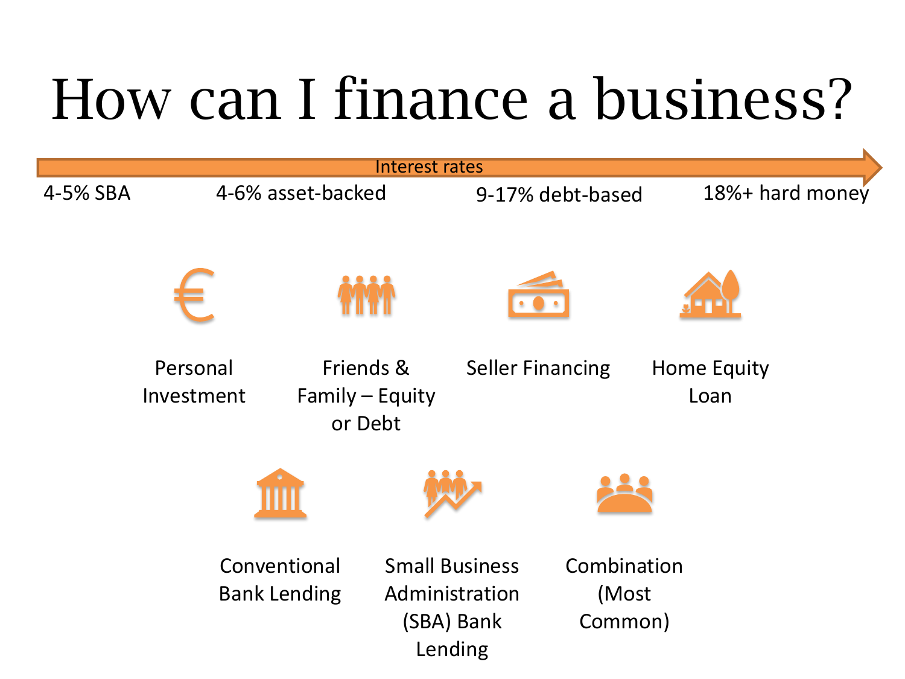# How can I finance a business?

Interest rates

4-5% SBA — 4-6% asset-backed — 9-17% debt-based — 18%+ hard money

- Personal Investment
- Friends & Family – Equity or Debt
- Seller Financing
- Home Equity Loan
- Conventional Bank Lending
- Small Business Administration (SBA) Bank Lending
- Combination (Most Common)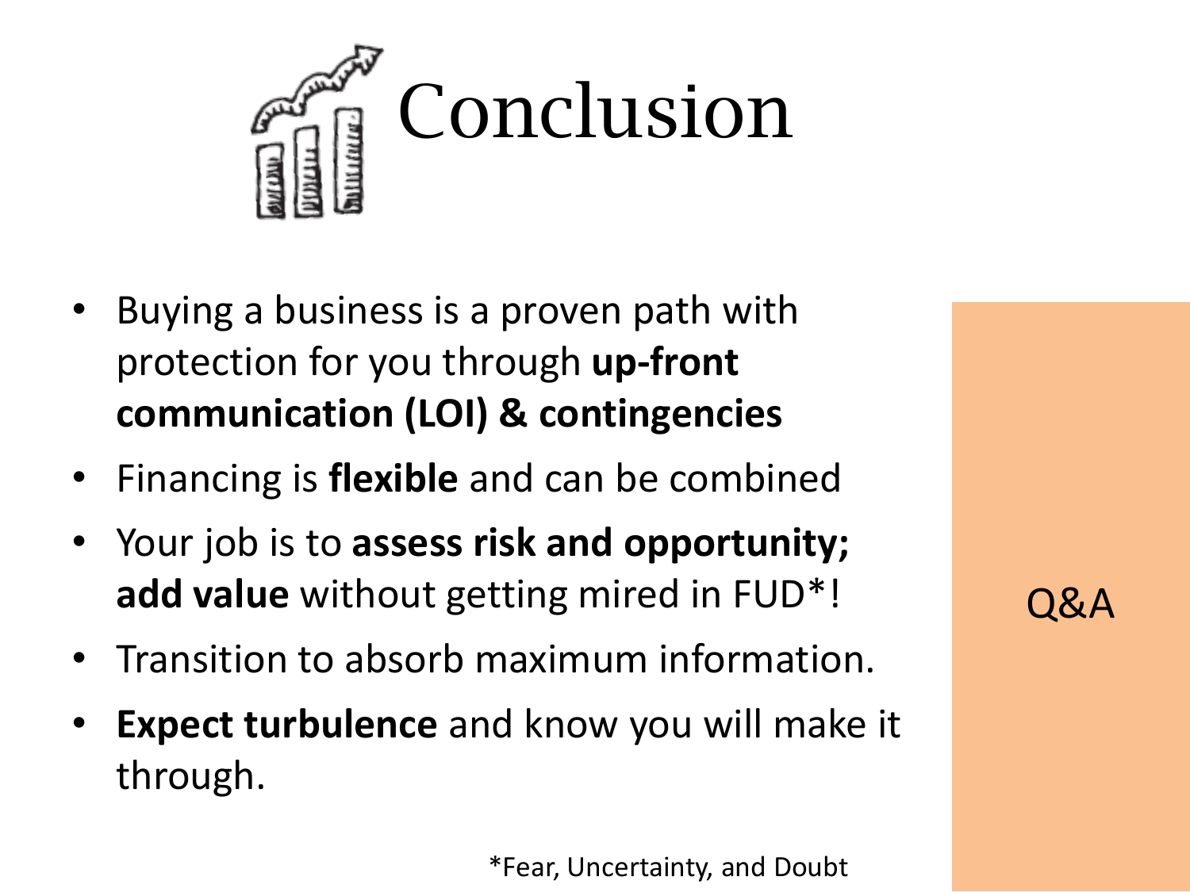# Conclusion

- Buying a business is a proven path with protection for you through **up-front communication (LOI) & contingencies**
- Financing is **flexible** and can be combined
- Your job is to **assess risk and opportunity; add value** without getting mired in FUD*!
- Transition to absorb maximum information.
- **Expect turbulence** and know you will make it through.

Q&A

*Fear, Uncertainty, and Doubt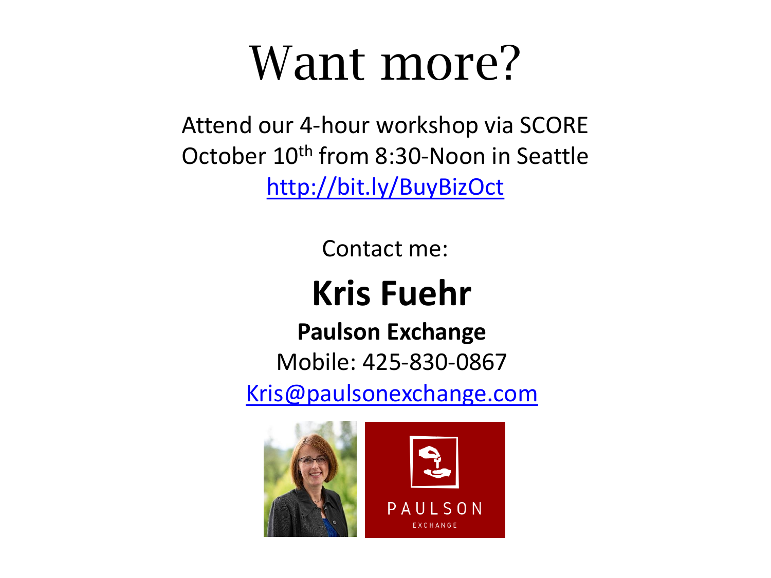# Want more?

Attend our 4-hour workshop via SCORE
October 10th from 8:30-Noon in Seattle
http://bit.ly/BuyBizOct

Contact me:

## Kris Fuehr

**Paulson Exchange**

Mobile: 425-830-0867

Kris@paulsonexchange.com